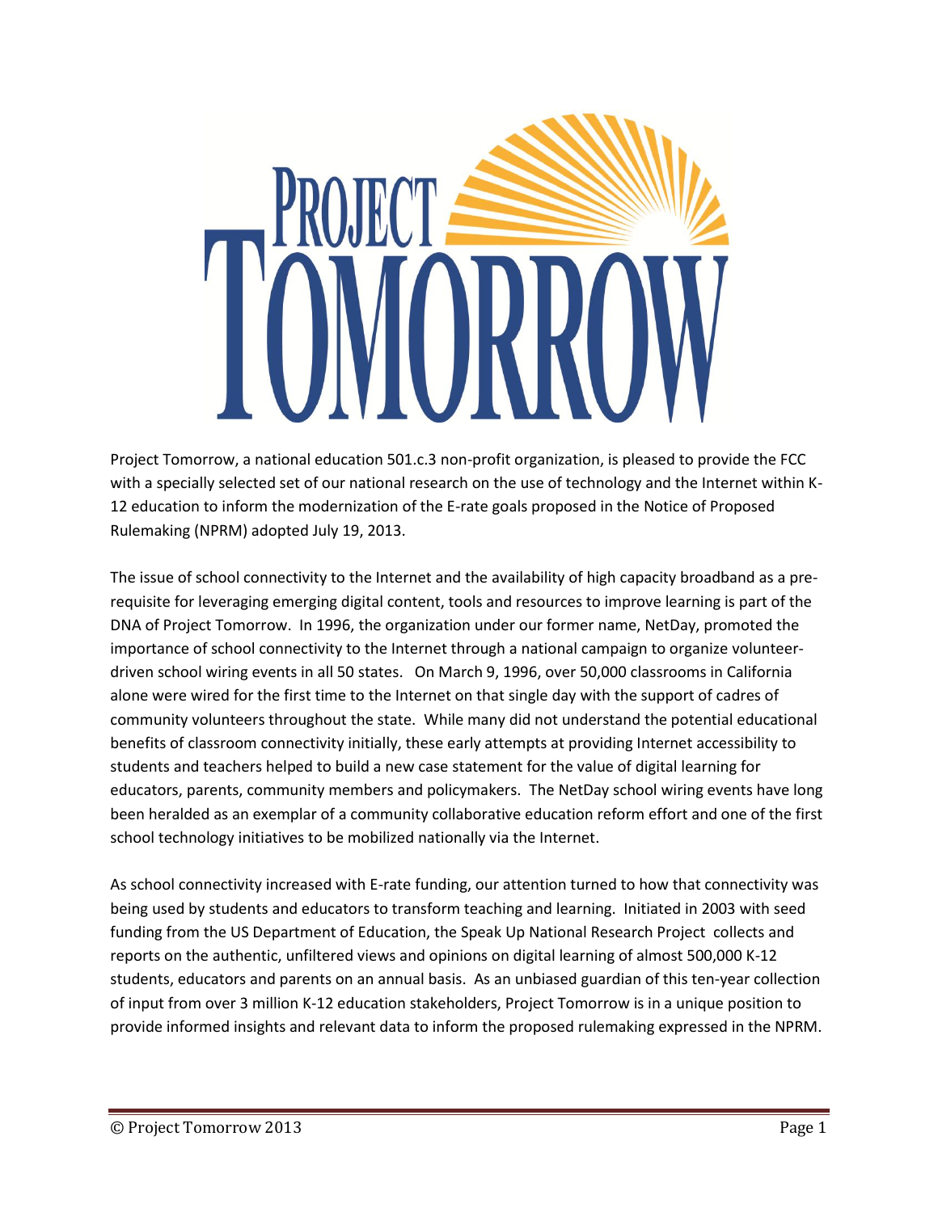# PROJECT TOMORROW

Project Tomorrow, a national education 501.c.3 non-profit organization, is pleased to provide the FCC with a specially selected set of our national research on the use of technology and the Internet within K-12 education to inform the modernization of the E-rate goals proposed in the Notice of Proposed Rulemaking (NPRM) adopted July 19, 2013.

The issue of school connectivity to the Internet and the availability of high capacity broadband as a pre-requisite for leveraging emerging digital content, tools and resources to improve learning is part of the DNA of Project Tomorrow. In 1996, the organization under our former name, NetDay, promoted the importance of school connectivity to the Internet through a national campaign to organize volunteer-driven school wiring events in all 50 states. On March 9, 1996, over 50,000 classrooms in California alone were wired for the first time to the Internet on that single day with the support of cadres of community volunteers throughout the state. While many did not understand the potential educational benefits of classroom connectivity initially, these early attempts at providing Internet accessibility to students and teachers helped to build a new case statement for the value of digital learning for educators, parents, community members and policymakers. The NetDay school wiring events have long been heralded as an exemplar of a community collaborative education reform effort and one of the first school technology initiatives to be mobilized nationally via the Internet.

As school connectivity increased with E-rate funding, our attention turned to how that connectivity was being used by students and educators to transform teaching and learning. Initiated in 2003 with seed funding from the US Department of Education, the Speak Up National Research Project collects and reports on the authentic, unfiltered views and opinions on digital learning of almost 500,000 K-12 students, educators and parents on an annual basis. As an unbiased guardian of this ten-year collection of input from over 3 million K-12 education stakeholders, Project Tomorrow is in a unique position to provide informed insights and relevant data to inform the proposed rulemaking expressed in the NPRM.

© Project Tomorrow 2013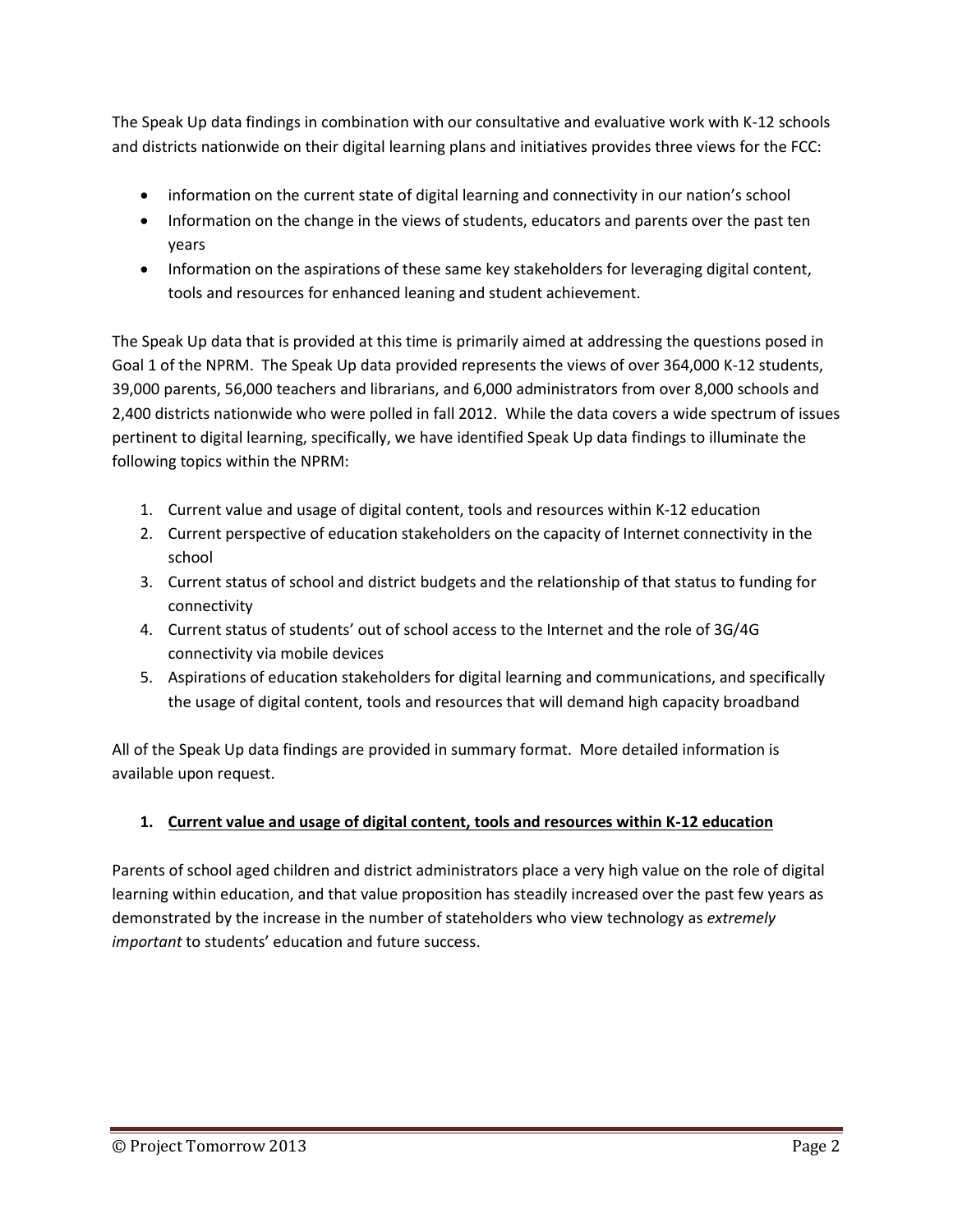The Speak Up data findings in combination with our consultative and evaluative work with K-12 schools and districts nationwide on their digital learning plans and initiatives provides three views for the FCC:

- information on the current state of digital learning and connectivity in our nation's school
- Information on the change in the views of students, educators and parents over the past ten years
- Information on the aspirations of these same key stakeholders for leveraging digital content, tools and resources for enhanced leaning and student achievement.

The Speak Up data that is provided at this time is primarily aimed at addressing the questions posed in Goal 1 of the NPRM. The Speak Up data provided represents the views of over 364,000 K-12 students, 39,000 parents, 56,000 teachers and librarians, and 6,000 administrators from over 8,000 schools and 2,400 districts nationwide who were polled in fall 2012. While the data covers a wide spectrum of issues pertinent to digital learning, specifically, we have identified Speak Up data findings to illuminate the following topics within the NPRM:

1. Current value and usage of digital content, tools and resources within K-12 education
2. Current perspective of education stakeholders on the capacity of Internet connectivity in the school
3. Current status of school and district budgets and the relationship of that status to funding for connectivity
4. Current status of students' out of school access to the Internet and the role of 3G/4G connectivity via mobile devices
5. Aspirations of education stakeholders for digital learning and communications, and specifically the usage of digital content, tools and resources that will demand high capacity broadband

All of the Speak Up data findings are provided in summary format. More detailed information is available upon request.

## 1. <u>Current value and usage of digital content, tools and resources within K-12 education</u>

Parents of school aged children and district administrators place a very high value on the role of digital learning within education, and that value proposition has steadily increased over the past few years as demonstrated by the increase in the number of stateholders who view technology as *extremely important* to students' education and future success.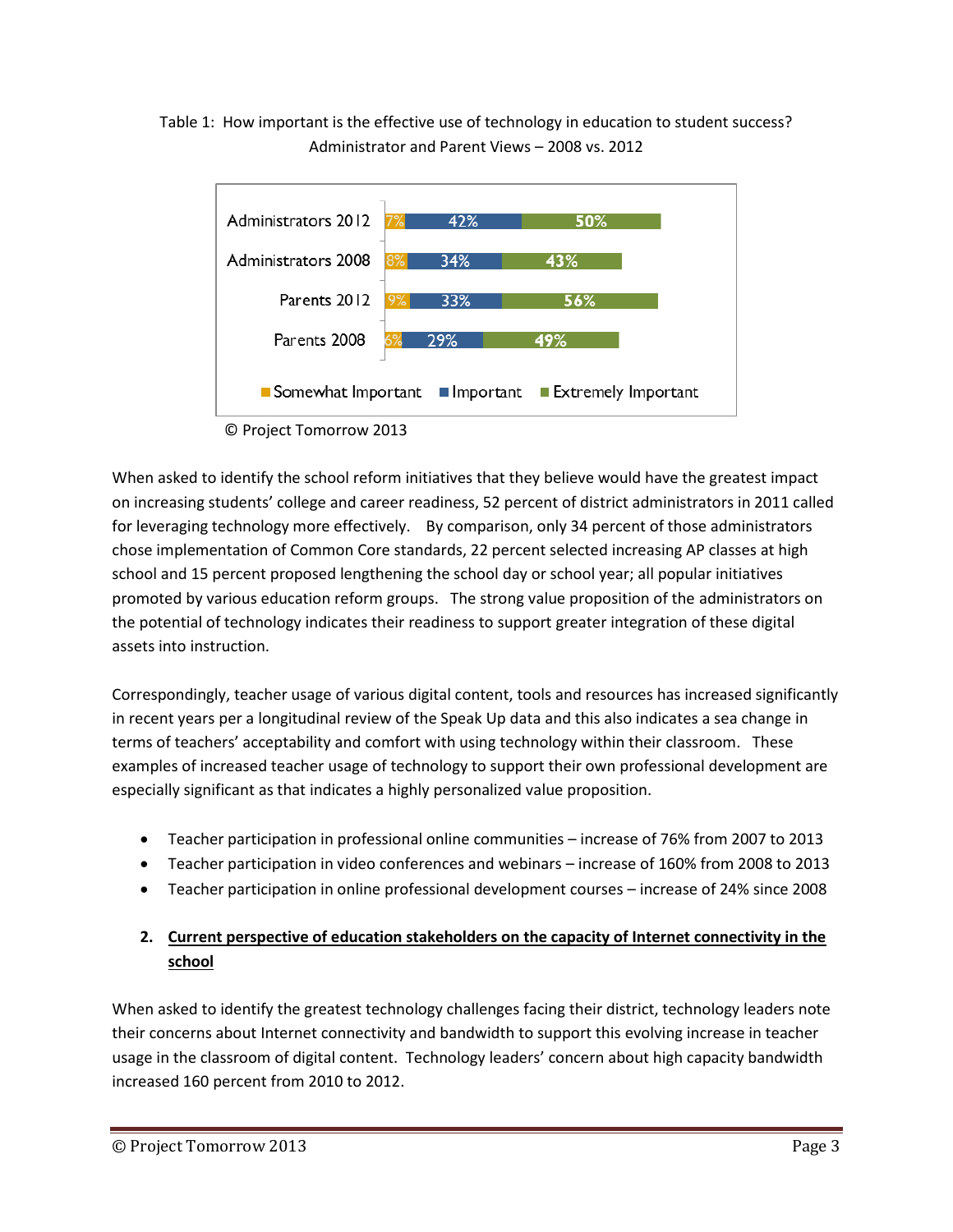Table 1: How important is the effective use of technology in education to student success? Administrator and Parent Views – 2008 vs. 2012

Administrators 2012
7%
42%
50%

Administrators 2008
8%
34%
43%

Parents 2012
9%
33%
56%

Parents 2008
6%
29%
49%

Somewhat Important
Important
Extremely Important

© Project Tomorrow 2013

When asked to identify the school reform initiatives that they believe would have the greatest impact on increasing students' college and career readiness, 52 percent of district administrators in 2011 called for leveraging technology more effectively. By comparison, only 34 percent of those administrators chose implementation of Common Core standards, 22 percent selected increasing AP classes at high school and 15 percent proposed lengthening the school day or school year; all popular initiatives promoted by various education reform groups. The strong value proposition of the administrators on the potential of technology indicates their readiness to support greater integration of these digital assets into instruction.

Correspondingly, teacher usage of various digital content, tools and resources has increased significantly in recent years per a longitudinal review of the Speak Up data and this also indicates a sea change in terms of teachers' acceptability and comfort with using technology within their classroom. These examples of increased teacher usage of technology to support their own professional development are especially significant as that indicates a highly personalized value proposition.

- Teacher participation in professional online communities – increase of 76% from 2007 to 2013
- Teacher participation in video conferences and webinars – increase of 160% from 2008 to 2013
- Teacher participation in online professional development courses – increase of 24% since 2008

2. **Current perspective of education stakeholders on the capacity of Internet connectivity in the school**

When asked to identify the greatest technology challenges facing their district, technology leaders note their concerns about Internet connectivity and bandwidth to support this evolving increase in teacher usage in the classroom of digital content. Technology leaders' concern about high capacity bandwidth increased 160 percent from 2010 to 2012.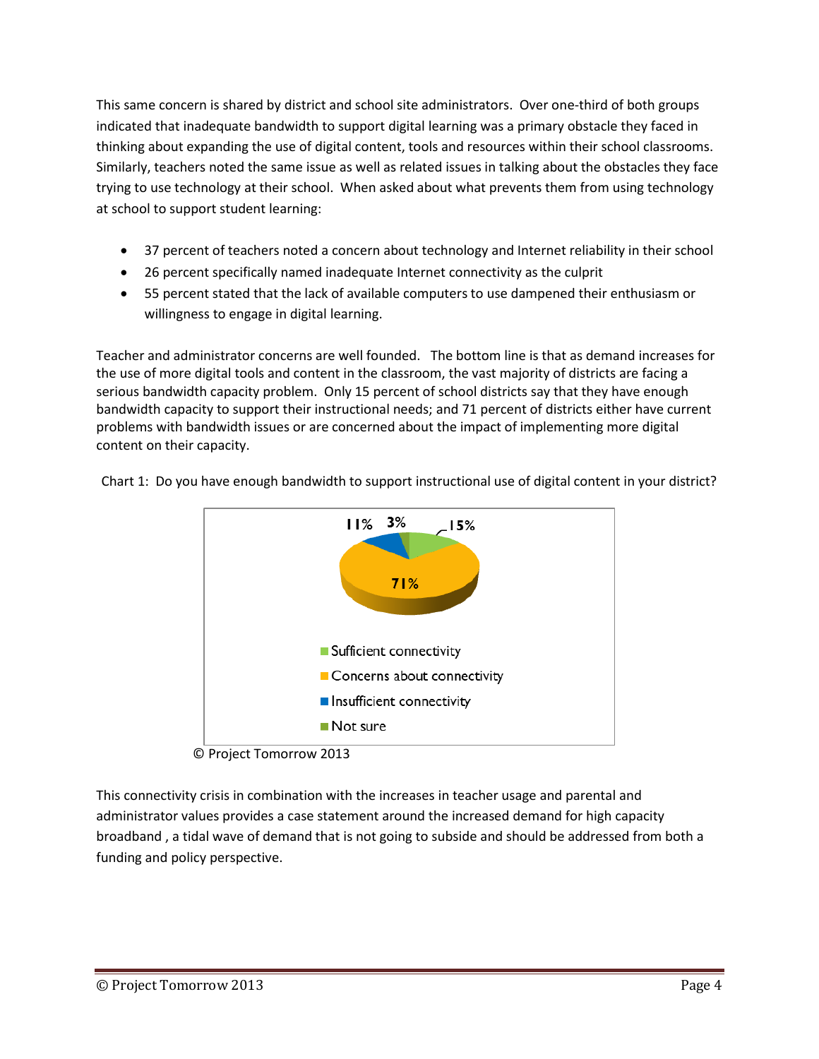This same concern is shared by district and school site administrators. Over one-third of both groups indicated that inadequate bandwidth to support digital learning was a primary obstacle they faced in thinking about expanding the use of digital content, tools and resources within their school classrooms. Similarly, teachers noted the same issue as well as related issues in talking about the obstacles they face trying to use technology at their school. When asked about what prevents them from using technology at school to support student learning:

- 37 percent of teachers noted a concern about technology and Internet reliability in their school
- 26 percent specifically named inadequate Internet connectivity as the culprit
- 55 percent stated that the lack of available computers to use dampened their enthusiasm or willingness to engage in digital learning.

Teacher and administrator concerns are well founded. The bottom line is that as demand increases for the use of more digital tools and content in the classroom, the vast majority of districts are facing a serious bandwidth capacity problem. Only 15 percent of school districts say that they have enough bandwidth capacity to support their instructional needs; and 71 percent of districts either have current problems with bandwidth issues or are concerned about the impact of implementing more digital content on their capacity.

Chart 1: Do you have enough bandwidth to support instructional use of digital content in your district?

11%
3%
15%
71%

Sufficient connectivity
Concerns about connectivity
Insufficient connectivity
Not sure

© Project Tomorrow 2013

This connectivity crisis in combination with the increases in teacher usage and parental and administrator values provides a case statement around the increased demand for high capacity broadband , a tidal wave of demand that is not going to subside and should be addressed from both a funding and policy perspective.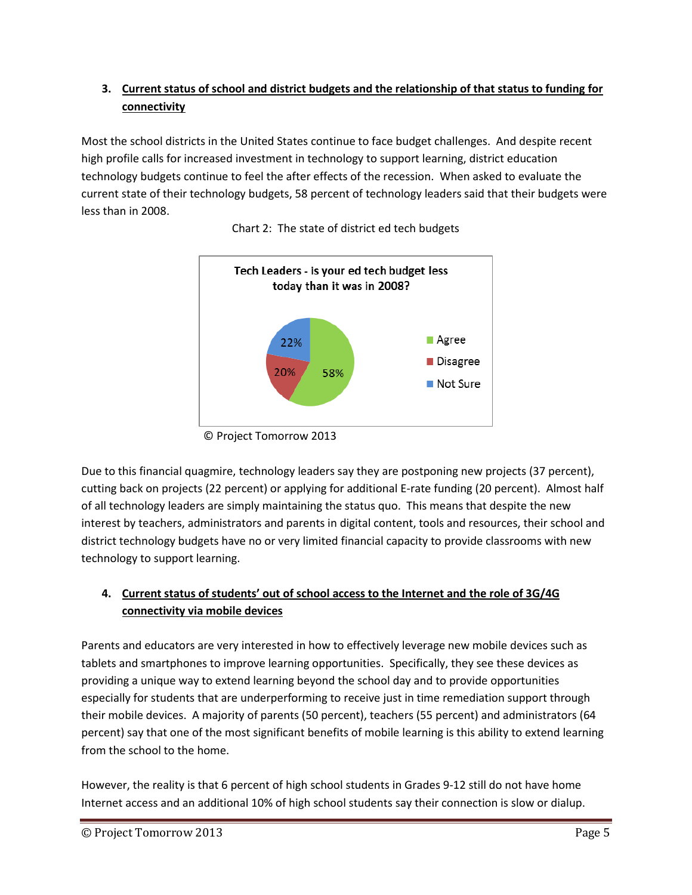### 3. Current status of school and district budgets and the relationship of that status to funding for connectivity

Most the school districts in the United States continue to face budget challenges. And despite recent high profile calls for increased investment in technology to support learning, district education technology budgets continue to feel the after effects of the recession. When asked to evaluate the current state of their technology budgets, 58 percent of technology leaders said that their budgets were less than in 2008.

Chart 2: The state of district ed tech budgets

Tech Leaders - Is your ed tech budget less today than it was in 2008?

22%

20%

58%

Agree

Disagree

Not Sure

© Project Tomorrow 2013

Due to this financial quagmire, technology leaders say they are postponing new projects (37 percent), cutting back on projects (22 percent) or applying for additional E-rate funding (20 percent). Almost half of all technology leaders are simply maintaining the status quo. This means that despite the new interest by teachers, administrators and parents in digital content, tools and resources, their school and district technology budgets have no or very limited financial capacity to provide classrooms with new technology to support learning.

### 4. Current status of students' out of school access to the Internet and the role of 3G/4G connectivity via mobile devices

Parents and educators are very interested in how to effectively leverage new mobile devices such as tablets and smartphones to improve learning opportunities. Specifically, they see these devices as providing a unique way to extend learning beyond the school day and to provide opportunities especially for students that are underperforming to receive just in time remediation support through their mobile devices. A majority of parents (50 percent), teachers (55 percent) and administrators (64 percent) say that one of the most significant benefits of mobile learning is this ability to extend learning from the school to the home.

However, the reality is that 6 percent of high school students in Grades 9-12 still do not have home Internet access and an additional 10% of high school students say their connection is slow or dialup.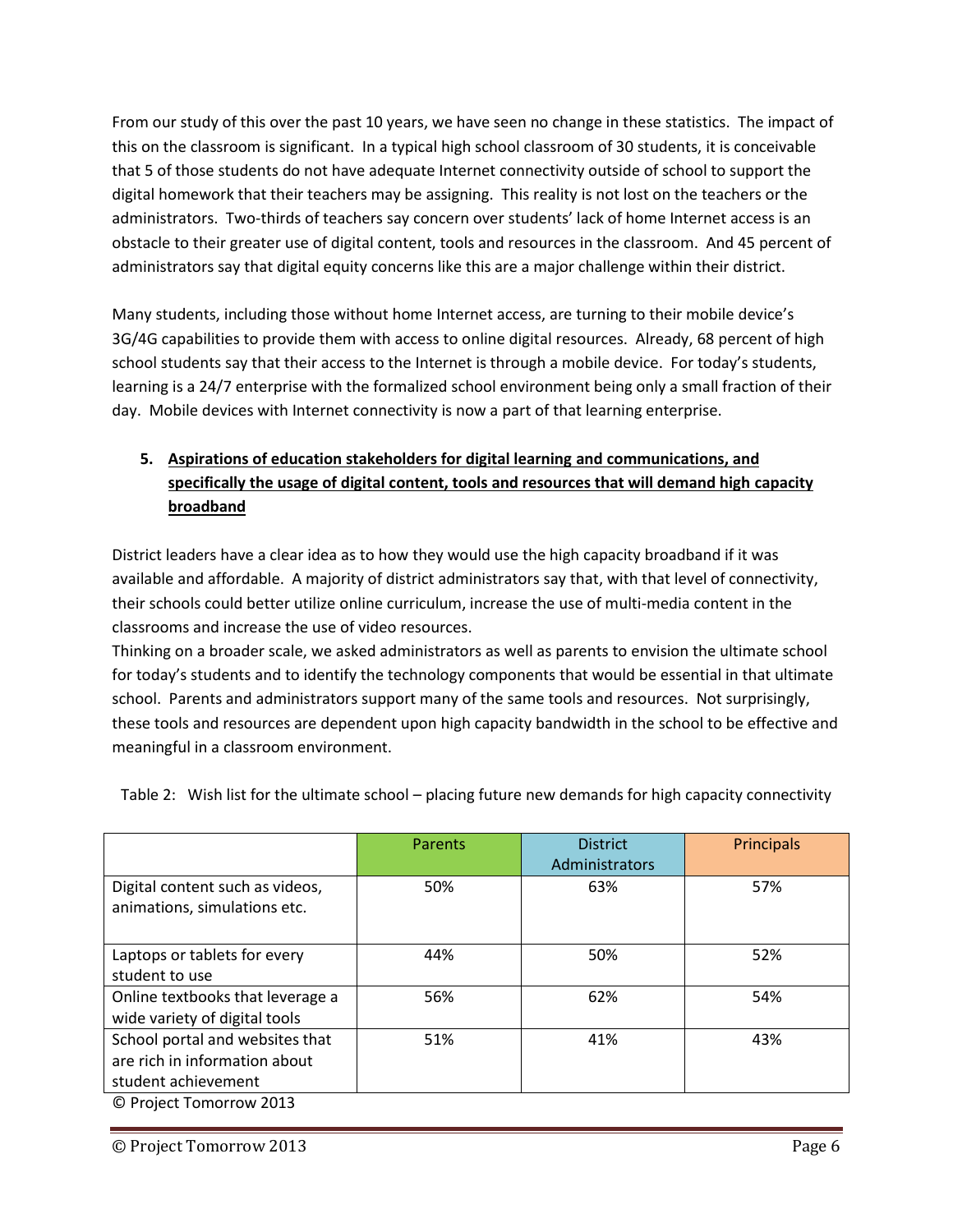From our study of this over the past 10 years, we have seen no change in these statistics. The impact of this on the classroom is significant. In a typical high school classroom of 30 students, it is conceivable that 5 of those students do not have adequate Internet connectivity outside of school to support the digital homework that their teachers may be assigning. This reality is not lost on the teachers or the administrators. Two-thirds of teachers say concern over students' lack of home Internet access is an obstacle to their greater use of digital content, tools and resources in the classroom. And 45 percent of administrators say that digital equity concerns like this are a major challenge within their district.

Many students, including those without home Internet access, are turning to their mobile device's 3G/4G capabilities to provide them with access to online digital resources. Already, 68 percent of high school students say that their access to the Internet is through a mobile device. For today's students, learning is a 24/7 enterprise with the formalized school environment being only a small fraction of their day. Mobile devices with Internet connectivity is now a part of that learning enterprise.

5. **Aspirations of education stakeholders for digital learning and communications, and specifically the usage of digital content, tools and resources that will demand high capacity broadband**

District leaders have a clear idea as to how they would use the high capacity broadband if it was available and affordable. A majority of district administrators say that, with that level of connectivity, their schools could better utilize online curriculum, increase the use of multi-media content in the classrooms and increase the use of video resources.

Thinking on a broader scale, we asked administrators as well as parents to envision the ultimate school for today's students and to identify the technology components that would be essential in that ultimate school. Parents and administrators support many of the same tools and resources. Not surprisingly, these tools and resources are dependent upon high capacity bandwidth in the school to be effective and meaningful in a classroom environment.

Table 2: Wish list for the ultimate school – placing future new demands for high capacity connectivity

| | Parents | District Administrators | Principals |
|---|---|---|---|
| Digital content such as videos, animations, simulations etc. | 50% | 63% | 57% |
| Laptops or tablets for every student to use | 44% | 50% | 52% |
| Online textbooks that leverage a wide variety of digital tools | 56% | 62% | 54% |
| School portal and websites that are rich in information about student achievement | 51% | 41% | 43% |

© Project Tomorrow 2013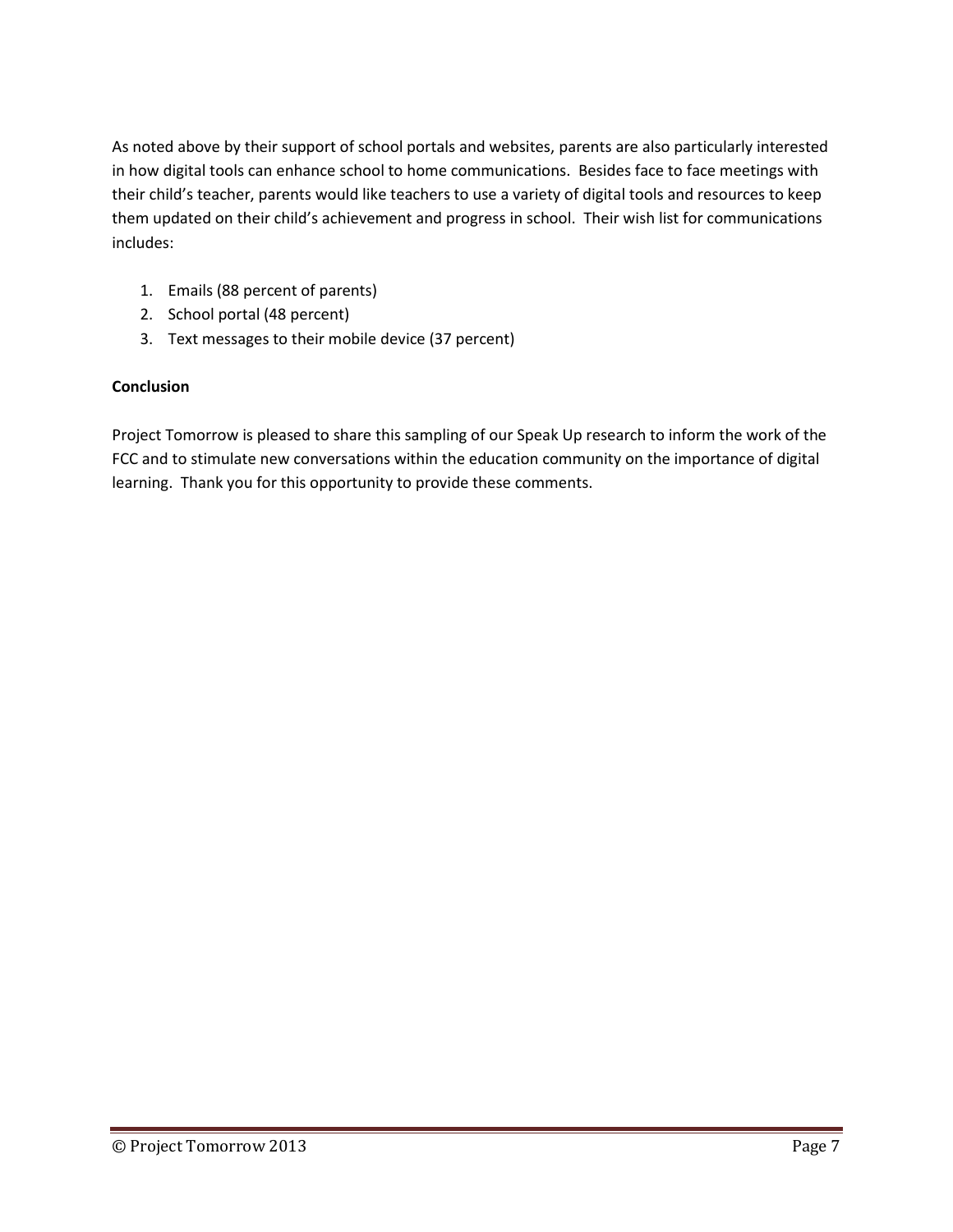As noted above by their support of school portals and websites, parents are also particularly interested in how digital tools can enhance school to home communications.  Besides face to face meetings with their child's teacher, parents would like teachers to use a variety of digital tools and resources to keep them updated on their child's achievement and progress in school.  Their wish list for communications includes:

1. Emails (88 percent of parents)
2. School portal (48 percent)
3. Text messages to their mobile device (37 percent)

**Conclusion**

Project Tomorrow is pleased to share this sampling of our Speak Up research to inform the work of the FCC and to stimulate new conversations within the education community on the importance of digital learning.  Thank you for this opportunity to provide these comments.